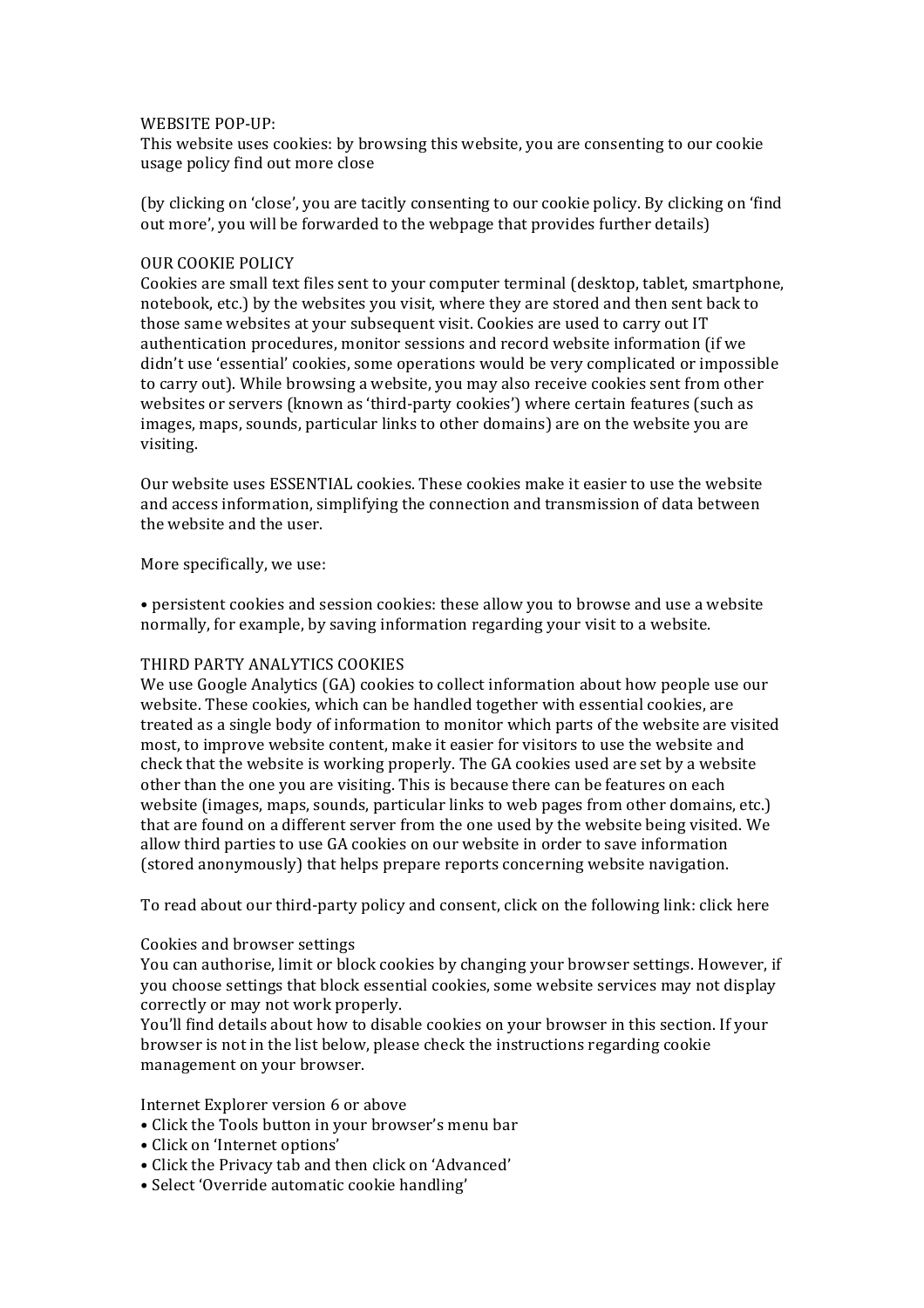WEBSITE POP-UP:

This website uses cookies: by browsing this website, you are consenting to our cookie usage policy find out more close

(by clicking on 'close', you are tacitly consenting to our cookie policy. By clicking on 'find out more', you will be forwarded to the webpage that provides further details)

OUR COOKIE POLICY

Cookies are small text files sent to your computer terminal (desktop, tablet, smartphone, notebook, etc.) by the websites you visit, where they are stored and then sent back to those same websites at your subsequent visit. Cookies are used to carry out IT authentication procedures, monitor sessions and record website information (if we didn't use 'essential' cookies, some operations would be very complicated or impossible to carry out). While browsing a website, you may also receive cookies sent from other websites or servers (known as 'third-party cookies') where certain features (such as images, maps, sounds, particular links to other domains) are on the website you are visiting.

Our website uses ESSENTIAL cookies. These cookies make it easier to use the website and access information, simplifying the connection and transmission of data between the website and the user.

More specifically, we use:

• persistent cookies and session cookies: these allow you to browse and use a website normally, for example, by saving information regarding your visit to a website.

THIRD PARTY ANALYTICS COOKIES

We use Google Analytics (GA) cookies to collect information about how people use our website. These cookies, which can be handled together with essential cookies, are treated as a single body of information to monitor which parts of the website are visited most, to improve website content, make it easier for visitors to use the website and check that the website is working properly. The GA cookies used are set by a website other than the one you are visiting. This is because there can be features on each website (images, maps, sounds, particular links to web pages from other domains, etc.) that are found on a different server from the one used by the website being visited. We allow third parties to use GA cookies on our website in order to save information (stored anonymously) that helps prepare reports concerning website navigation.

To read about our third-party policy and consent, click on the following link: click here

Cookies and browser settings

You can authorise, limit or block cookies by changing your browser settings. However, if you choose settings that block essential cookies, some website services may not display correctly or may not work properly.

You'll find details about how to disable cookies on your browser in this section. If your browser is not in the list below, please check the instructions regarding cookie management on your browser.

Internet Explorer version 6 or above

• Click the Tools button in your browser's menu bar
• Click on 'Internet options'
• Click the Privacy tab and then click on 'Advanced'
• Select 'Override automatic cookie handling'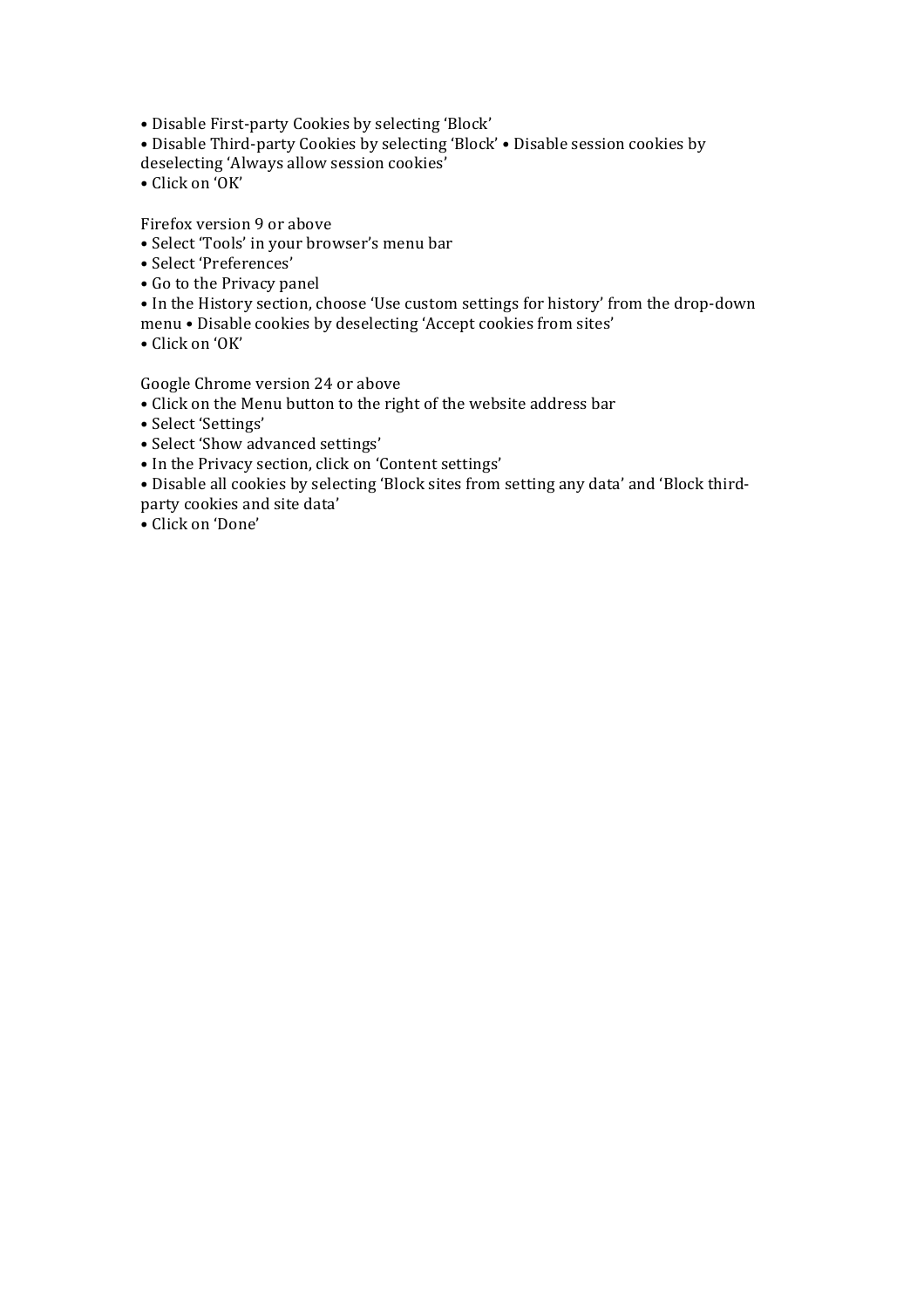- Disable First-party Cookies by selecting 'Block'
- Disable Third-party Cookies by selecting 'Block'
- Disable session cookies by deselecting 'Always allow session cookies'
- Click on 'OK'

Firefox version 9 or above

- Select 'Tools' in your browser's menu bar
- Select 'Preferences'
- Go to the Privacy panel
- In the History section, choose 'Use custom settings for history' from the drop-down menu
- Disable cookies by deselecting 'Accept cookies from sites'
- Click on 'OK'

Google Chrome version 24 or above

- Click on the Menu button to the right of the website address bar
- Select 'Settings'
- Select 'Show advanced settings'
- In the Privacy section, click on 'Content settings'
- Disable all cookies by selecting 'Block sites from setting any data' and 'Block third-party cookies and site data'
- Click on 'Done'